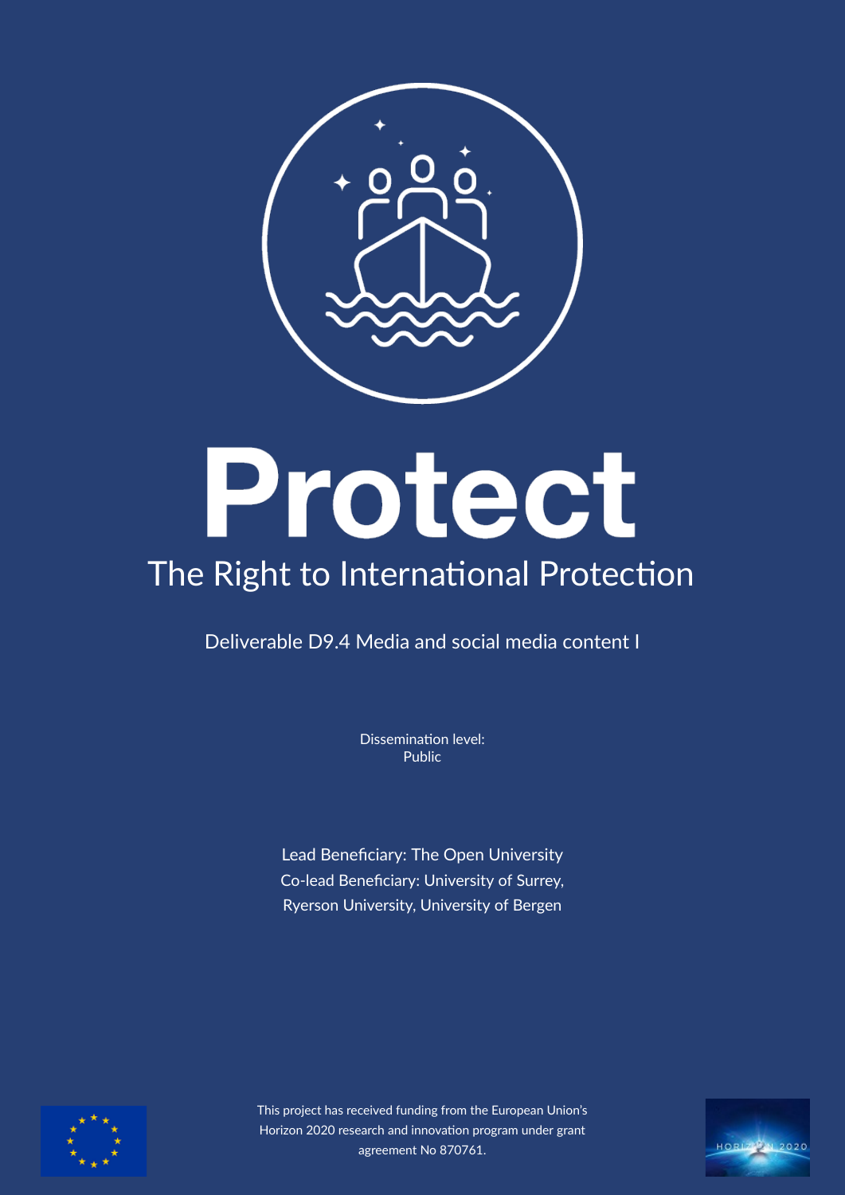# Protect

## The Right to International Protection

Deliverable D9.4 Media and social media content I

Dissemination level:
Public

Lead Beneficiary: The Open University
Co-lead Beneficiary: University of Surrey,
Ryerson University, University of Bergen

This project has received funding from the European Union's Horizon 2020 research and innovation program under grant agreement No 870761.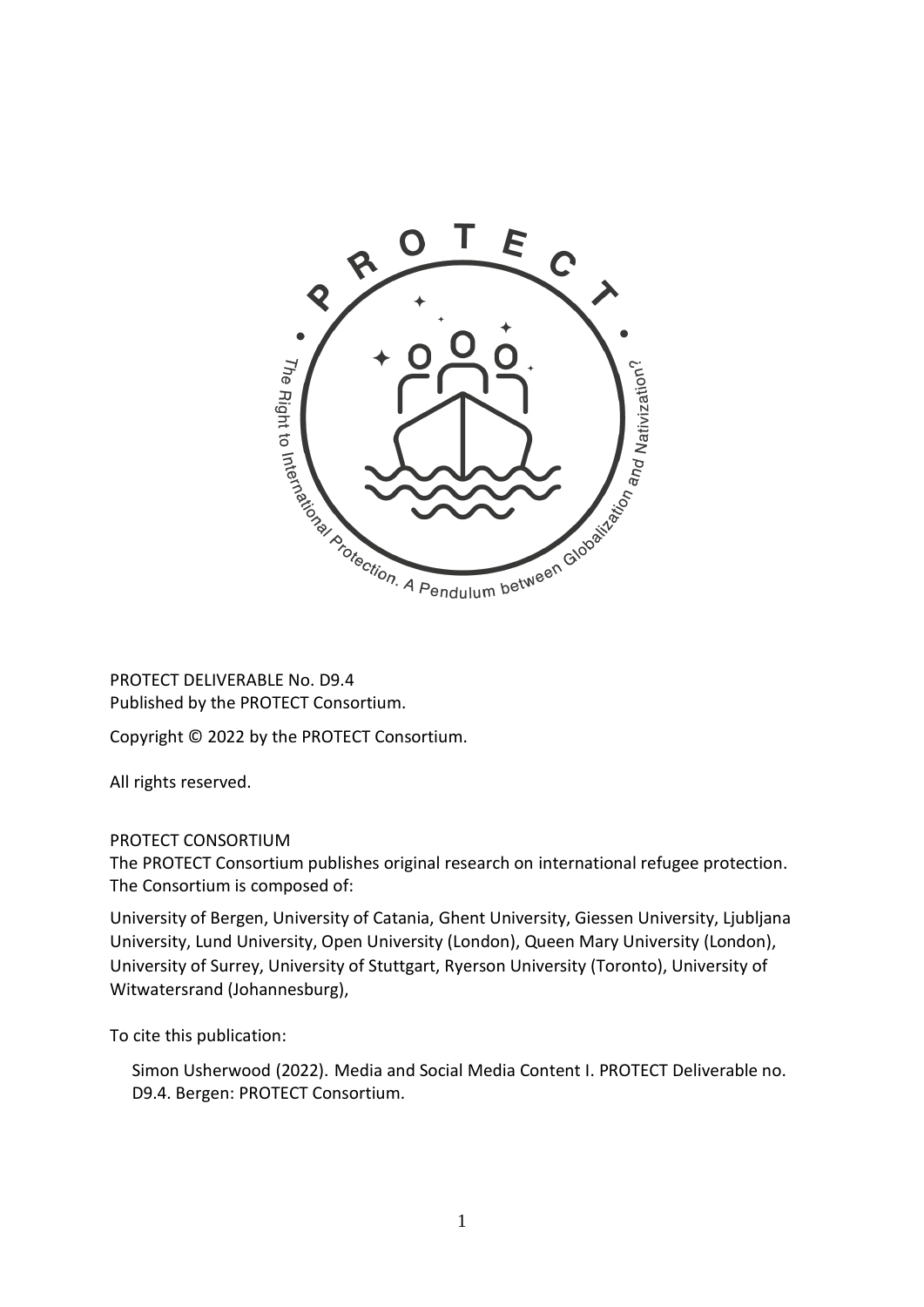PROTECT DELIVERABLE No. D9.4
Published by the PROTECT Consortium.

Copyright © 2022 by the PROTECT Consortium.

All rights reserved.

PROTECT CONSORTIUM
The PROTECT Consortium publishes original research on international refugee protection. The Consortium is composed of:

University of Bergen, University of Catania, Ghent University, Giessen University, Ljubljana University, Lund University, Open University (London), Queen Mary University (London), University of Surrey, University of Stuttgart, Ryerson University (Toronto), University of Witwatersrand (Johannesburg),

To cite this publication:

Simon Usherwood (2022). Media and Social Media Content I. PROTECT Deliverable no. D9.4. Bergen: PROTECT Consortium.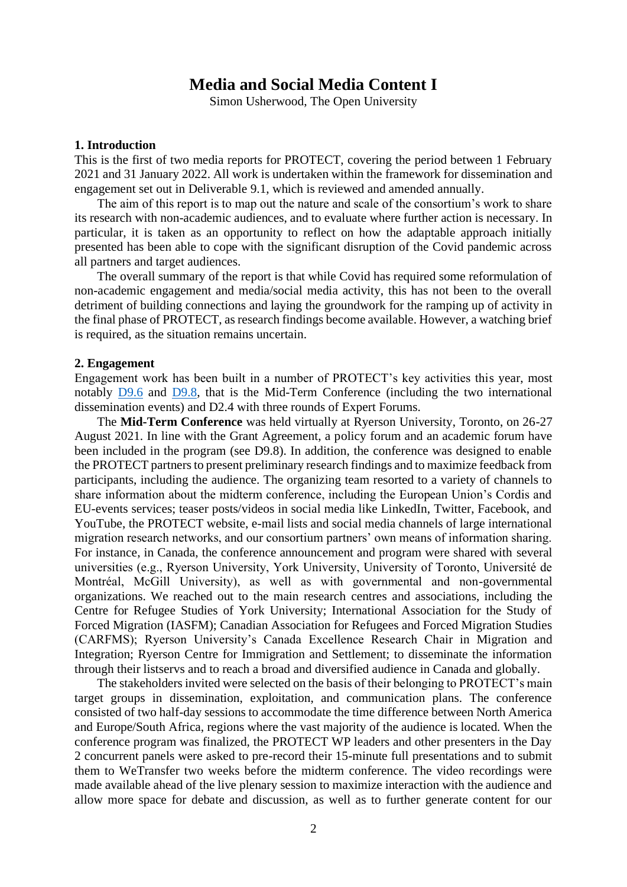# Media and Social Media Content I

Simon Usherwood, The Open University

## 1. Introduction

This is the first of two media reports for PROTECT, covering the period between 1 February 2021 and 31 January 2022. All work is undertaken within the framework for dissemination and engagement set out in Deliverable 9.1, which is reviewed and amended annually.

The aim of this report is to map out the nature and scale of the consortium's work to share its research with non-academic audiences, and to evaluate where further action is necessary. In particular, it is taken as an opportunity to reflect on how the adaptable approach initially presented has been able to cope with the significant disruption of the Covid pandemic across all partners and target audiences.

The overall summary of the report is that while Covid has required some reformulation of non-academic engagement and media/social media activity, this has not been to the overall detriment of building connections and laying the groundwork for the ramping up of activity in the final phase of PROTECT, as research findings become available. However, a watching brief is required, as the situation remains uncertain.

## 2. Engagement

Engagement work has been built in a number of PROTECT's key activities this year, most notably D9.6 and D9.8, that is the Mid-Term Conference (including the two international dissemination events) and D2.4 with three rounds of Expert Forums.

The **Mid-Term Conference** was held virtually at Ryerson University, Toronto, on 26-27 August 2021. In line with the Grant Agreement, a policy forum and an academic forum have been included in the program (see D9.8). In addition, the conference was designed to enable the PROTECT partners to present preliminary research findings and to maximize feedback from participants, including the audience. The organizing team resorted to a variety of channels to share information about the midterm conference, including the European Union's Cordis and EU-events services; teaser posts/videos in social media like LinkedIn, Twitter, Facebook, and YouTube, the PROTECT website, e-mail lists and social media channels of large international migration research networks, and our consortium partners' own means of information sharing. For instance, in Canada, the conference announcement and program were shared with several universities (e.g., Ryerson University, York University, University of Toronto, Université de Montréal, McGill University), as well as with governmental and non-governmental organizations. We reached out to the main research centres and associations, including the Centre for Refugee Studies of York University; International Association for the Study of Forced Migration (IASFM); Canadian Association for Refugees and Forced Migration Studies (CARFMS); Ryerson University's Canada Excellence Research Chair in Migration and Integration; Ryerson Centre for Immigration and Settlement; to disseminate the information through their listservs and to reach a broad and diversified audience in Canada and globally.

The stakeholders invited were selected on the basis of their belonging to PROTECT's main target groups in dissemination, exploitation, and communication plans. The conference consisted of two half-day sessions to accommodate the time difference between North America and Europe/South Africa, regions where the vast majority of the audience is located. When the conference program was finalized, the PROTECT WP leaders and other presenters in the Day 2 concurrent panels were asked to pre-record their 15-minute full presentations and to submit them to WeTransfer two weeks before the midterm conference. The video recordings were made available ahead of the live plenary session to maximize interaction with the audience and allow more space for debate and discussion, as well as to further generate content for our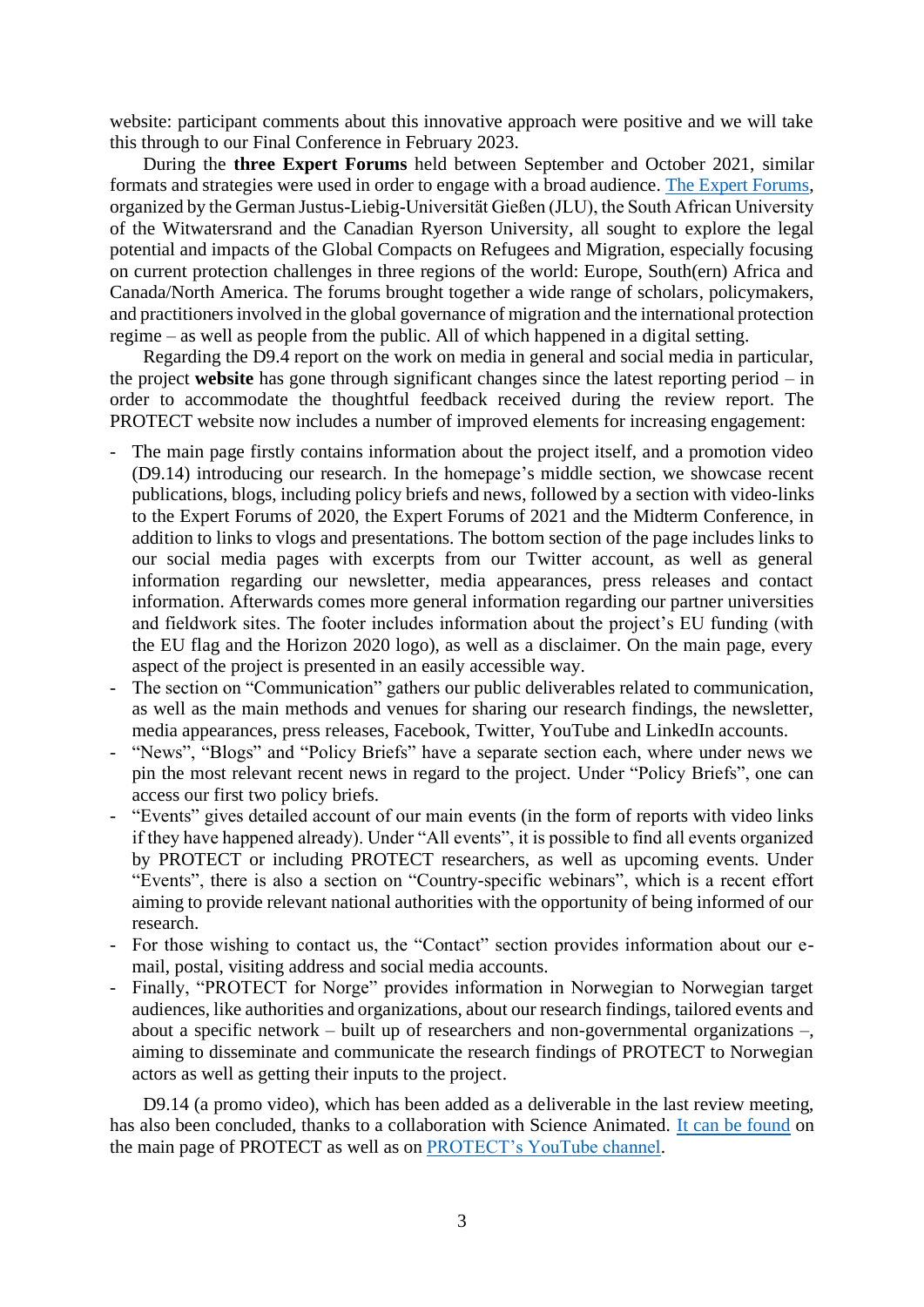website: participant comments about this innovative approach were positive and we will take this through to our Final Conference in February 2023.

During the **three Expert Forums** held between September and October 2021, similar formats and strategies were used in order to engage with a broad audience. The Expert Forums, organized by the German Justus-Liebig-Universität Gießen (JLU), the South African University of the Witwatersrand and the Canadian Ryerson University, all sought to explore the legal potential and impacts of the Global Compacts on Refugees and Migration, especially focusing on current protection challenges in three regions of the world: Europe, South(ern) Africa and Canada/North America. The forums brought together a wide range of scholars, policymakers, and practitioners involved in the global governance of migration and the international protection regime – as well as people from the public. All of which happened in a digital setting.

Regarding the D9.4 report on the work on media in general and social media in particular, the project **website** has gone through significant changes since the latest reporting period – in order to accommodate the thoughtful feedback received during the review report. The PROTECT website now includes a number of improved elements for increasing engagement:

- The main page firstly contains information about the project itself, and a promotion video (D9.14) introducing our research. In the homepage's middle section, we showcase recent publications, blogs, including policy briefs and news, followed by a section with video-links to the Expert Forums of 2020, the Expert Forums of 2021 and the Midterm Conference, in addition to links to vlogs and presentations. The bottom section of the page includes links to our social media pages with excerpts from our Twitter account, as well as general information regarding our newsletter, media appearances, press releases and contact information. Afterwards comes more general information regarding our partner universities and fieldwork sites. The footer includes information about the project's EU funding (with the EU flag and the Horizon 2020 logo), as well as a disclaimer. On the main page, every aspect of the project is presented in an easily accessible way.
- The section on "Communication" gathers our public deliverables related to communication, as well as the main methods and venues for sharing our research findings, the newsletter, media appearances, press releases, Facebook, Twitter, YouTube and LinkedIn accounts.
- "News", "Blogs" and "Policy Briefs" have a separate section each, where under news we pin the most relevant recent news in regard to the project. Under "Policy Briefs", one can access our first two policy briefs.
- "Events" gives detailed account of our main events (in the form of reports with video links if they have happened already). Under "All events", it is possible to find all events organized by PROTECT or including PROTECT researchers, as well as upcoming events. Under "Events", there is also a section on "Country-specific webinars", which is a recent effort aiming to provide relevant national authorities with the opportunity of being informed of our research.
- For those wishing to contact us, the "Contact" section provides information about our e-mail, postal, visiting address and social media accounts.
- Finally, "PROTECT for Norge" provides information in Norwegian to Norwegian target audiences, like authorities and organizations, about our research findings, tailored events and about a specific network – built up of researchers and non-governmental organizations –, aiming to disseminate and communicate the research findings of PROTECT to Norwegian actors as well as getting their inputs to the project.

D9.14 (a promo video), which has been added as a deliverable in the last review meeting, has also been concluded, thanks to a collaboration with Science Animated. It can be found on the main page of PROTECT as well as on PROTECT's YouTube channel.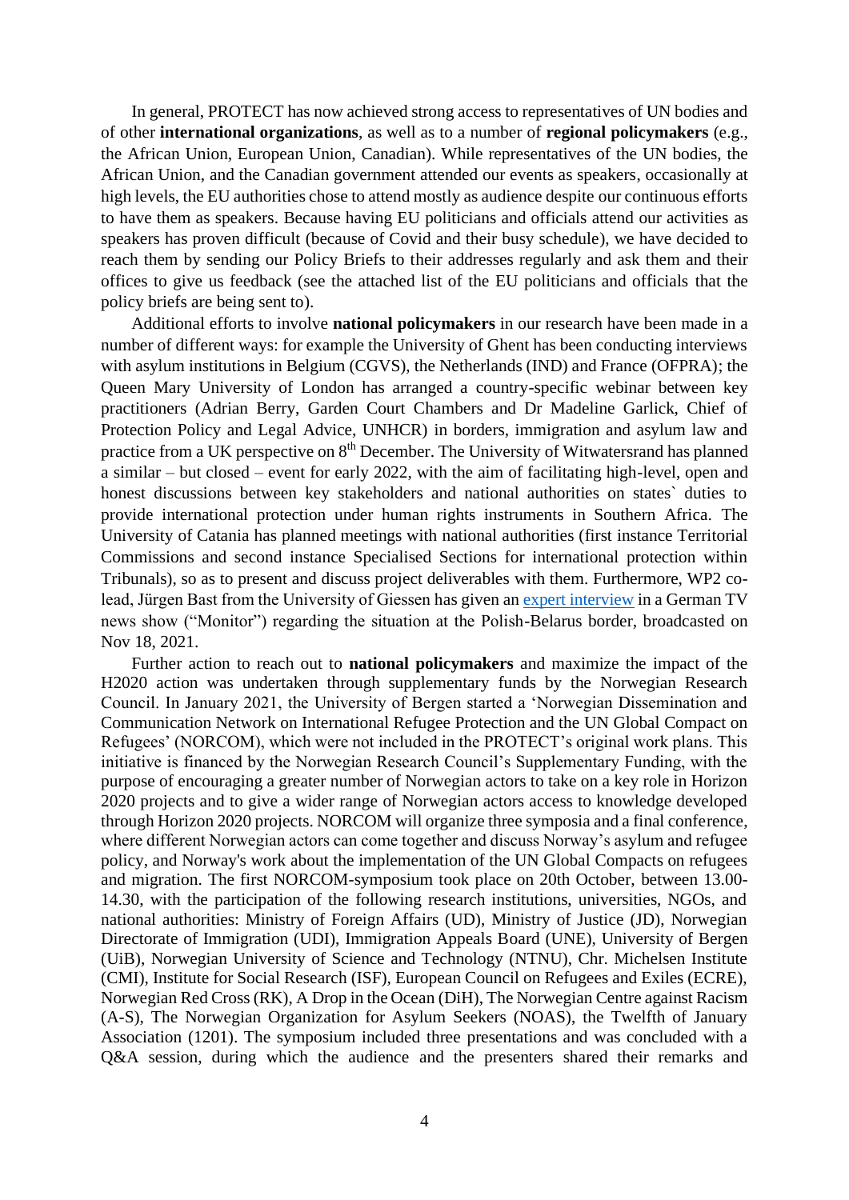In general, PROTECT has now achieved strong access to representatives of UN bodies and of other **international organizations**, as well as to a number of **regional policymakers** (e.g., the African Union, European Union, Canadian). While representatives of the UN bodies, the African Union, and the Canadian government attended our events as speakers, occasionally at high levels, the EU authorities chose to attend mostly as audience despite our continuous efforts to have them as speakers. Because having EU politicians and officials attend our activities as speakers has proven difficult (because of Covid and their busy schedule), we have decided to reach them by sending our Policy Briefs to their addresses regularly and ask them and their offices to give us feedback (see the attached list of the EU politicians and officials that the policy briefs are being sent to).

Additional efforts to involve **national policymakers** in our research have been made in a number of different ways: for example the University of Ghent has been conducting interviews with asylum institutions in Belgium (CGVS), the Netherlands (IND) and France (OFPRA); the Queen Mary University of London has arranged a country-specific webinar between key practitioners (Adrian Berry, Garden Court Chambers and Dr Madeline Garlick, Chief of Protection Policy and Legal Advice, UNHCR) in borders, immigration and asylum law and practice from a UK perspective on 8th December. The University of Witwatersrand has planned a similar – but closed – event for early 2022, with the aim of facilitating high-level, open and honest discussions between key stakeholders and national authorities on states` duties to provide international protection under human rights instruments in Southern Africa. The University of Catania has planned meetings with national authorities (first instance Territorial Commissions and second instance Specialised Sections for international protection within Tribunals), so as to present and discuss project deliverables with them. Furthermore, WP2 co-lead, Jürgen Bast from the University of Giessen has given an expert interview in a German TV news show ("Monitor") regarding the situation at the Polish-Belarus border, broadcasted on Nov 18, 2021.

Further action to reach out to **national policymakers** and maximize the impact of the H2020 action was undertaken through supplementary funds by the Norwegian Research Council. In January 2021, the University of Bergen started a 'Norwegian Dissemination and Communication Network on International Refugee Protection and the UN Global Compact on Refugees' (NORCOM), which were not included in the PROTECT's original work plans. This initiative is financed by the Norwegian Research Council's Supplementary Funding, with the purpose of encouraging a greater number of Norwegian actors to take on a key role in Horizon 2020 projects and to give a wider range of Norwegian actors access to knowledge developed through Horizon 2020 projects. NORCOM will organize three symposia and a final conference, where different Norwegian actors can come together and discuss Norway's asylum and refugee policy, and Norway's work about the implementation of the UN Global Compacts on refugees and migration. The first NORCOM-symposium took place on 20th October, between 13.00-14.30, with the participation of the following research institutions, universities, NGOs, and national authorities: Ministry of Foreign Affairs (UD), Ministry of Justice (JD), Norwegian Directorate of Immigration (UDI), Immigration Appeals Board (UNE), University of Bergen (UiB), Norwegian University of Science and Technology (NTNU), Chr. Michelsen Institute (CMI), Institute for Social Research (ISF), European Council on Refugees and Exiles (ECRE), Norwegian Red Cross (RK), A Drop in the Ocean (DiH), The Norwegian Centre against Racism (A-S), The Norwegian Organization for Asylum Seekers (NOAS), the Twelfth of January Association (1201). The symposium included three presentations and was concluded with a Q&A session, during which the audience and the presenters shared their remarks and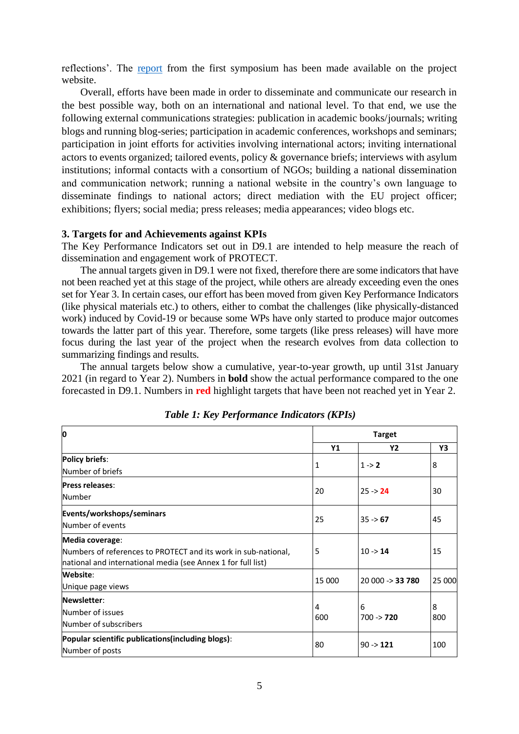reflections'. The report from the first symposium has been made available on the project website.

Overall, efforts have been made in order to disseminate and communicate our research in the best possible way, both on an international and national level. To that end, we use the following external communications strategies: publication in academic books/journals; writing blogs and running blog-series; participation in academic conferences, workshops and seminars; participation in joint efforts for activities involving international actors; inviting international actors to events organized; tailored events, policy & governance briefs; interviews with asylum institutions; informal contacts with a consortium of NGOs; building a national dissemination and communication network; running a national website in the country's own language to disseminate findings to national actors; direct mediation with the EU project officer; exhibitions; flyers; social media; press releases; media appearances; video blogs etc.

### 3. Targets for and Achievements against KPIs

The Key Performance Indicators set out in D9.1 are intended to help measure the reach of dissemination and engagement work of PROTECT.

The annual targets given in D9.1 were not fixed, therefore there are some indicators that have not been reached yet at this stage of the project, while others are already exceeding even the ones set for Year 3. In certain cases, our effort has been moved from given Key Performance Indicators (like physical materials etc.) to others, either to combat the challenges (like physically-distanced work) induced by Covid-19 or because some WPs have only started to produce major outcomes towards the latter part of this year. Therefore, some targets (like press releases) will have more focus during the last year of the project when the research evolves from data collection to summarizing findings and results.

The annual targets below show a cumulative, year-to-year growth, up until 31st January 2021 (in regard to Year 2). Numbers in **bold** show the actual performance compared to the one forecasted in D9.1. Numbers in **red** highlight targets that have been not reached yet in Year 2.

*Table 1: Key Performance Indicators (KPIs)*

| 0 | Target | | |
|---|---|---|---|
| | Y1 | Y2 | Y3 |
| **Policy briefs**: Number of briefs | 1 | 1 -> **2** | 8 |
| **Press releases**: Number | 20 | 25 -> **24** | 30 |
| **Events/workshops/seminars** Number of events | 25 | 35 -> **67** | 45 |
| **Media coverage**: Numbers of references to PROTECT and its work in sub-national, national and international media (see Annex 1 for full list) | 5 | 10 -> **14** | 15 |
| **Website**: Unique page views | 15 000 | 20 000 -> **33 780** | 25 000 |
| **Newsletter**: Number of issues Number of subscribers | 4<br>600 | 6<br>700 -> **720** | 8<br>800 |
| **Popular scientific publications(including blogs)**: Number of posts | 80 | 90 -> **121** | 100 |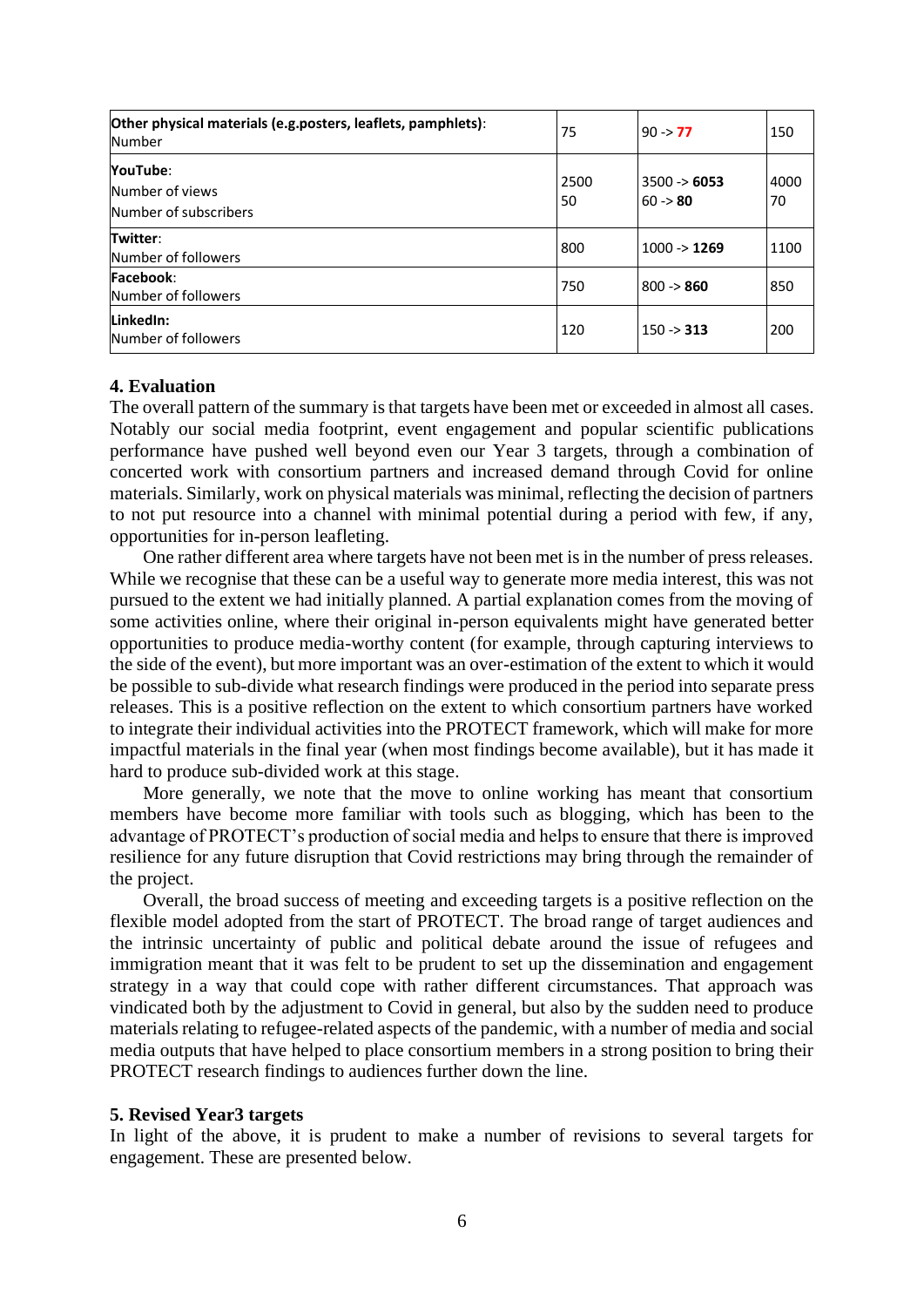| | | | |
|---|---|---|---|
| **Other physical materials (e.g.posters, leaflets, pamphlets)**: Number | 75 | 90 -> **77** | 150 |
| **YouTube**: Number of views Number of subscribers | 2500 50 | 3500 -> **6053** 60 -> **80** | 4000 70 |
| **Twitter**: Number of followers | 800 | 1000 -> **1269** | 1100 |
| **Facebook**: Number of followers | 750 | 800 -> **860** | 850 |
| **LinkedIn:** Number of followers | 120 | 150 -> **313** | 200 |

## 4. Evaluation

The overall pattern of the summary is that targets have been met or exceeded in almost all cases. Notably our social media footprint, event engagement and popular scientific publications performance have pushed well beyond even our Year 3 targets, through a combination of concerted work with consortium partners and increased demand through Covid for online materials. Similarly, work on physical materials was minimal, reflecting the decision of partners to not put resource into a channel with minimal potential during a period with few, if any, opportunities for in-person leafleting.

One rather different area where targets have not been met is in the number of press releases. While we recognise that these can be a useful way to generate more media interest, this was not pursued to the extent we had initially planned. A partial explanation comes from the moving of some activities online, where their original in-person equivalents might have generated better opportunities to produce media-worthy content (for example, through capturing interviews to the side of the event), but more important was an over-estimation of the extent to which it would be possible to sub-divide what research findings were produced in the period into separate press releases. This is a positive reflection on the extent to which consortium partners have worked to integrate their individual activities into the PROTECT framework, which will make for more impactful materials in the final year (when most findings become available), but it has made it hard to produce sub-divided work at this stage.

More generally, we note that the move to online working has meant that consortium members have become more familiar with tools such as blogging, which has been to the advantage of PROTECT's production of social media and helps to ensure that there is improved resilience for any future disruption that Covid restrictions may bring through the remainder of the project.

Overall, the broad success of meeting and exceeding targets is a positive reflection on the flexible model adopted from the start of PROTECT. The broad range of target audiences and the intrinsic uncertainty of public and political debate around the issue of refugees and immigration meant that it was felt to be prudent to set up the dissemination and engagement strategy in a way that could cope with rather different circumstances. That approach was vindicated both by the adjustment to Covid in general, but also by the sudden need to produce materials relating to refugee-related aspects of the pandemic, with a number of media and social media outputs that have helped to place consortium members in a strong position to bring their PROTECT research findings to audiences further down the line.

## 5. Revised Year3 targets

In light of the above, it is prudent to make a number of revisions to several targets for engagement. These are presented below.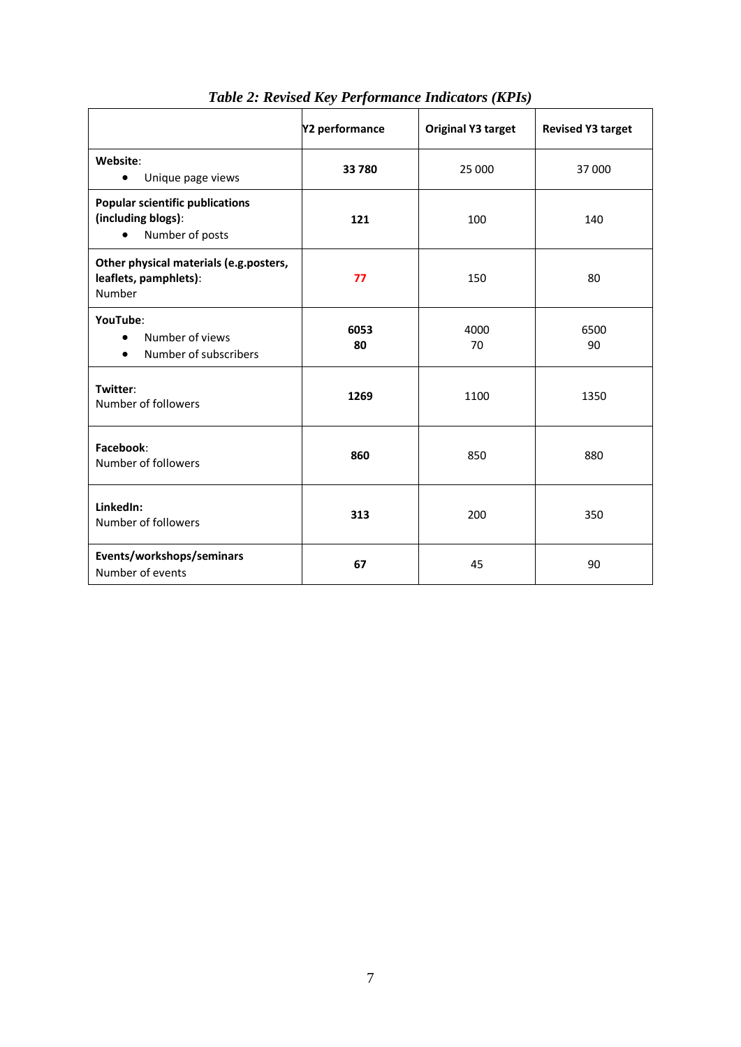*Table 2: Revised Key Performance Indicators (KPIs)*

| | Y2 performance | Original Y3 target | Revised Y3 target |
|---|---|---|---|
| **Website**:<br>• Unique page views | **33 780** | 25 000 | 37 000 |
| **Popular scientific publications (including blogs)**:<br>• Number of posts | **121** | 100 | 140 |
| **Other physical materials (e.g.posters, leaflets, pamphlets)**:<br>Number | **77** | 150 | 80 |
| **YouTube**:<br>• Number of views<br>• Number of subscribers | **6053**<br>**80** | 4000<br>70 | 6500<br>90 |
| **Twitter**:<br>Number of followers | **1269** | 1100 | 1350 |
| **Facebook**:<br>Number of followers | **860** | 850 | 880 |
| **LinkedIn:**<br>Number of followers | **313** | 200 | 350 |
| **Events/workshops/seminars**<br>Number of events | **67** | 45 | 90 |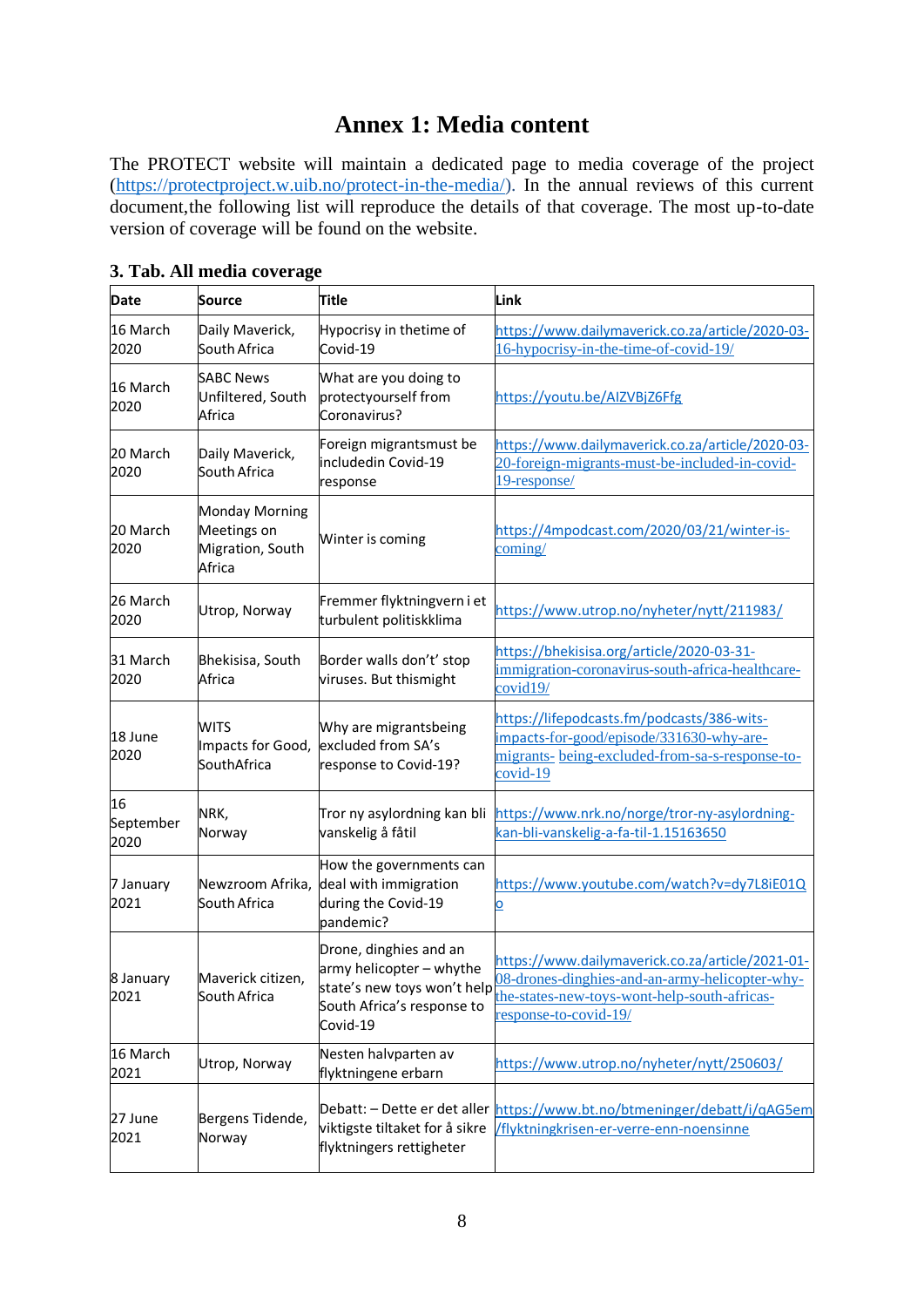# Annex 1: Media content

The PROTECT website will maintain a dedicated page to media coverage of the project (https://protectproject.w.uib.no/protect-in-the-media/). In the annual reviews of this current document,the following list will reproduce the details of that coverage. The most up-to-date version of coverage will be found on the website.

**3. Tab. All media coverage**

| Date | Source | Title | Link |
|---|---|---|---|
| 16 March 2020 | Daily Maverick, South Africa | Hypocrisy in thetime of Covid-19 | https://www.dailymaverick.co.za/article/2020-03-16-hypocrisy-in-the-time-of-covid-19/ |
| 16 March 2020 | SABC News Unfiltered, South Africa | What are you doing to protectyourself from Coronavirus? | https://youtu.be/AIZVBjZ6Ffg |
| 20 March 2020 | Daily Maverick, South Africa | Foreign migrantsmust be includedin Covid-19 response | https://www.dailymaverick.co.za/article/2020-03-20-foreign-migrants-must-be-included-in-covid-19-response/ |
| 20 March 2020 | Monday Morning Meetings on Migration, South Africa | Winter is coming | https://4mpodcast.com/2020/03/21/winter-is-coming/ |
| 26 March 2020 | Utrop, Norway | Fremmer flyktningvern i et turbulent politiskklima | https://www.utrop.no/nyheter/nytt/211983/ |
| 31 March 2020 | Bhekisisa, South Africa | Border walls don't' stop viruses. But thismight | https://bhekisisa.org/article/2020-03-31-immigration-coronavirus-south-africa-healthcare-covid19/ |
| 18 June 2020 | WITS Impacts for Good, SouthAfrica | Why are migrantsbeing excluded from SA's response to Covid-19? | https://lifepodcasts.fm/podcasts/386-wits-impacts-for-good/episode/331630-why-are-migrants- being-excluded-from-sa-s-response-to-covid-19 |
| 16 September 2020 | NRK, Norway | Tror ny asylordning kan bli vanskelig å fåtil | https://www.nrk.no/norge/tror-ny-asylordning-kan-bli-vanskelig-a-fa-til-1.15163650 |
| 7 January 2021 | Newzroom Afrika, South Africa | How the governments can deal with immigration during the Covid-19 pandemic? | https://www.youtube.com/watch?v=dy7L8iE01Qo |
| 8 January 2021 | Maverick citizen, South Africa | Drone, dinghies and an army helicopter – whythe state's new toys won't help South Africa's response to Covid-19 | https://www.dailymaverick.co.za/article/2021-01-08-drones-dinghies-and-an-army-helicopter-why-the-states-new-toys-wont-help-south-africas-response-to-covid-19/ |
| 16 March 2021 | Utrop, Norway | Nesten halvparten av flyktningene erbarn | https://www.utrop.no/nyheter/nytt/250603/ |
| 27 June 2021 | Bergens Tidende, Norway | Debatt: – Dette er det aller viktigste tiltaket for å sikre flyktningers rettigheter | https://www.bt.no/btmeninger/debatt/i/qAG5em/flyktningkrisen-er-verre-enn-noensinne |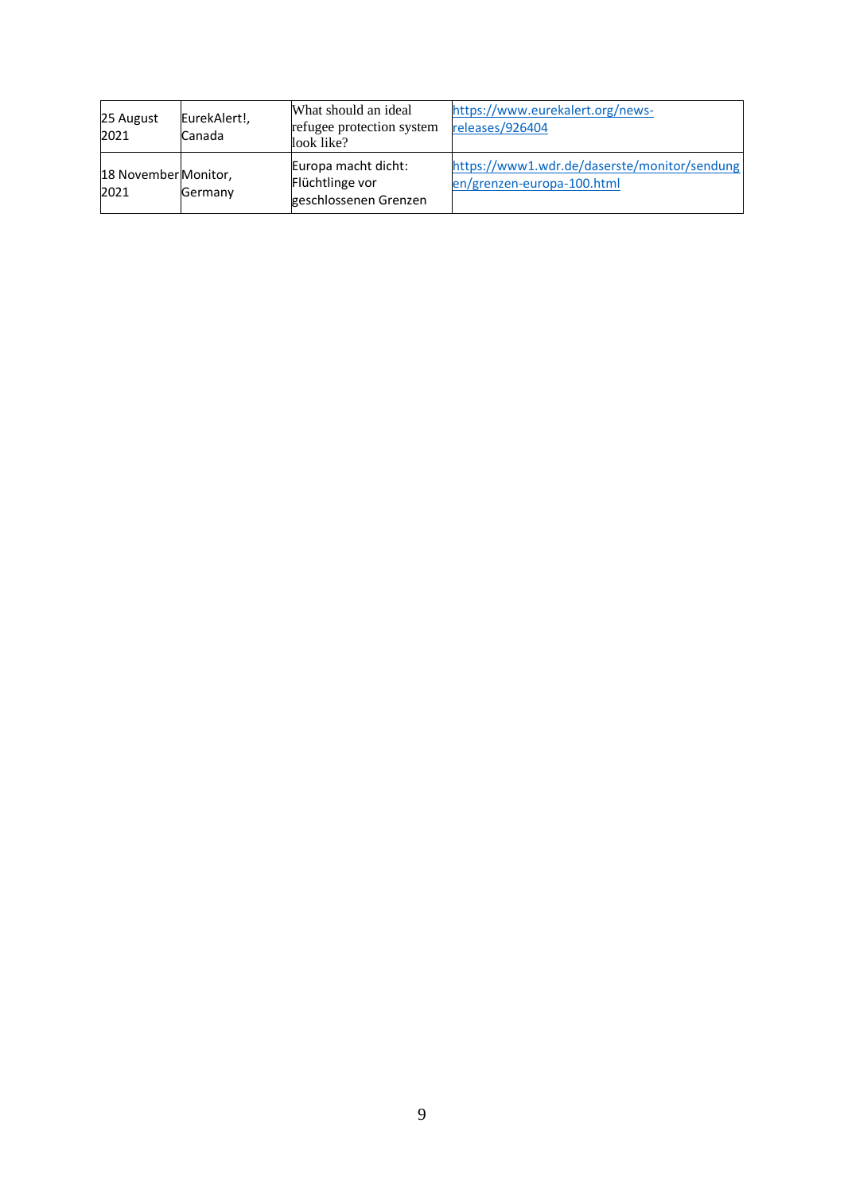| 25 August 2021 | EurekAlert!, Canada | What should an ideal refugee protection system look like? | https://www.eurekalert.org/news-releases/926404 |
| --- | --- | --- | --- |
| 18 November 2021 | Monitor, Germany | Europa macht dicht: Flüchtlinge vor geschlossenen Grenzen | https://www1.wdr.de/daserste/monitor/sendungen/grenzen-europa-100.html |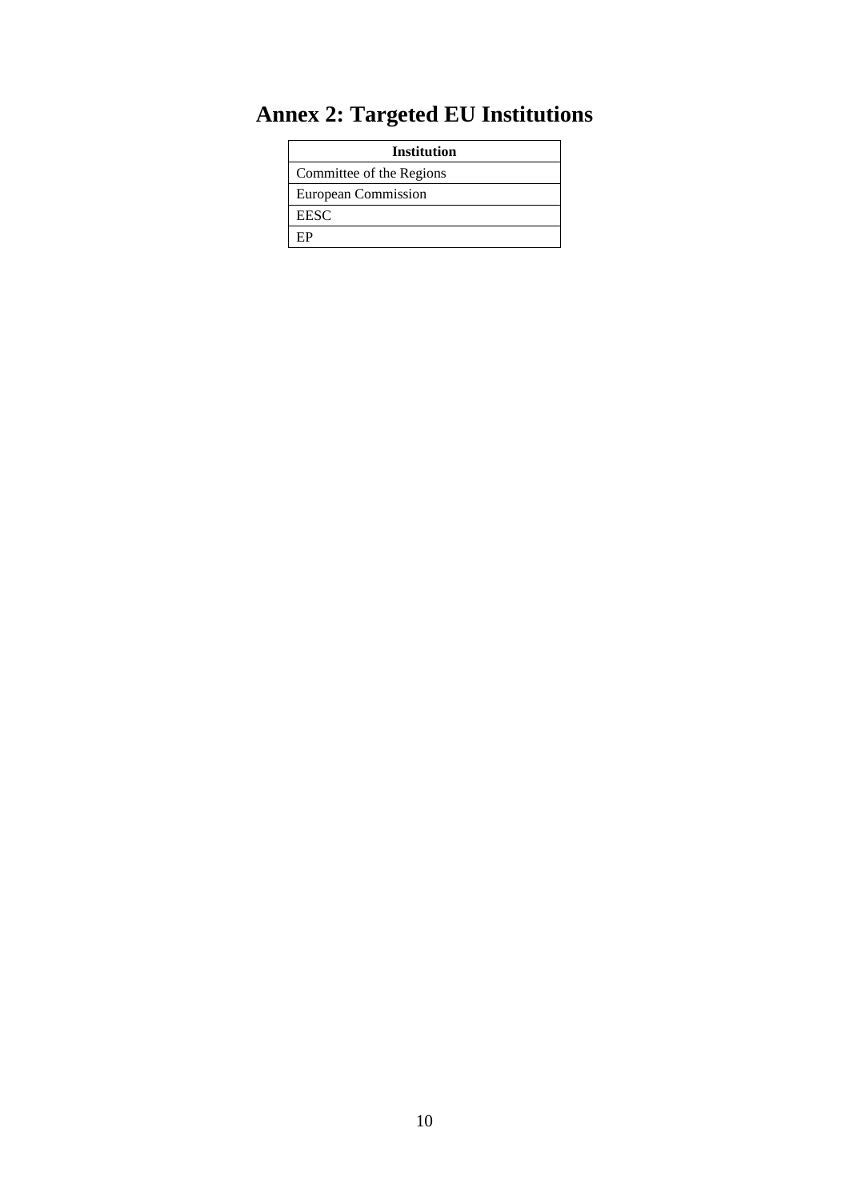# Annex 2: Targeted EU Institutions

| Institution |
|---|
| Committee of the Regions |
| European Commission |
| EESC |
| EP |